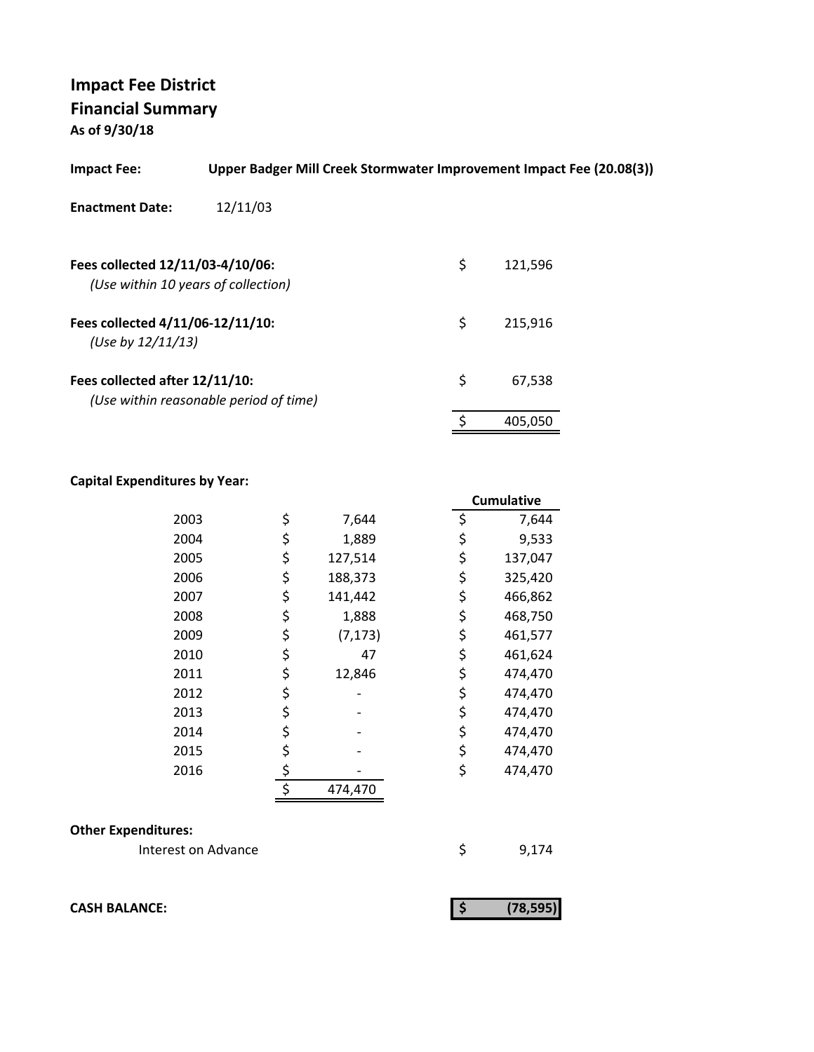# Impact Fee District
## Financial Summary
**As of 9/30/18**

**Impact Fee:** **Upper Badger Mill Creek Stormwater Improvement Impact Fee (20.08(3))**

**Enactment Date:** 12/11/03

| | |
|---|---|
| **Fees collected 12/11/03-4/10/06:** *(Use within 10 years of collection)* | $ 121,596 |
| **Fees collected 4/11/06-12/11/10:** *(Use by 12/11/13)* | $ 215,916 |
| **Fees collected after 12/11/10:** *(Use within reasonable period of time)* | $ 67,538 |
| | $ 405,050 |

**Capital Expenditures by Year:**

| Year | Amount | Cumulative |
|---|---|---|
| 2003 | $ 7,644 | $ 7,644 |
| 2004 | $ 1,889 | $ 9,533 |
| 2005 | $ 127,514 | $ 137,047 |
| 2006 | $ 188,373 | $ 325,420 |
| 2007 | $ 141,442 | $ 466,862 |
| 2008 | $ 1,888 | $ 468,750 |
| 2009 | $ (7,173) | $ 461,577 |
| 2010 | $ 47 | $ 461,624 |
| 2011 | $ 12,846 | $ 474,470 |
| 2012 | $ - | $ 474,470 |
| 2013 | $ - | $ 474,470 |
| 2014 | $ - | $ 474,470 |
| 2015 | $ - | $ 474,470 |
| 2016 | $ - | $ 474,470 |
| | $ 474,470 | |

**Other Expenditures:**

| | |
|---|---|
| Interest on Advance | $ 9,174 |

| | |
|---|---|
| **CASH BALANCE:** | **$ (78,595)** |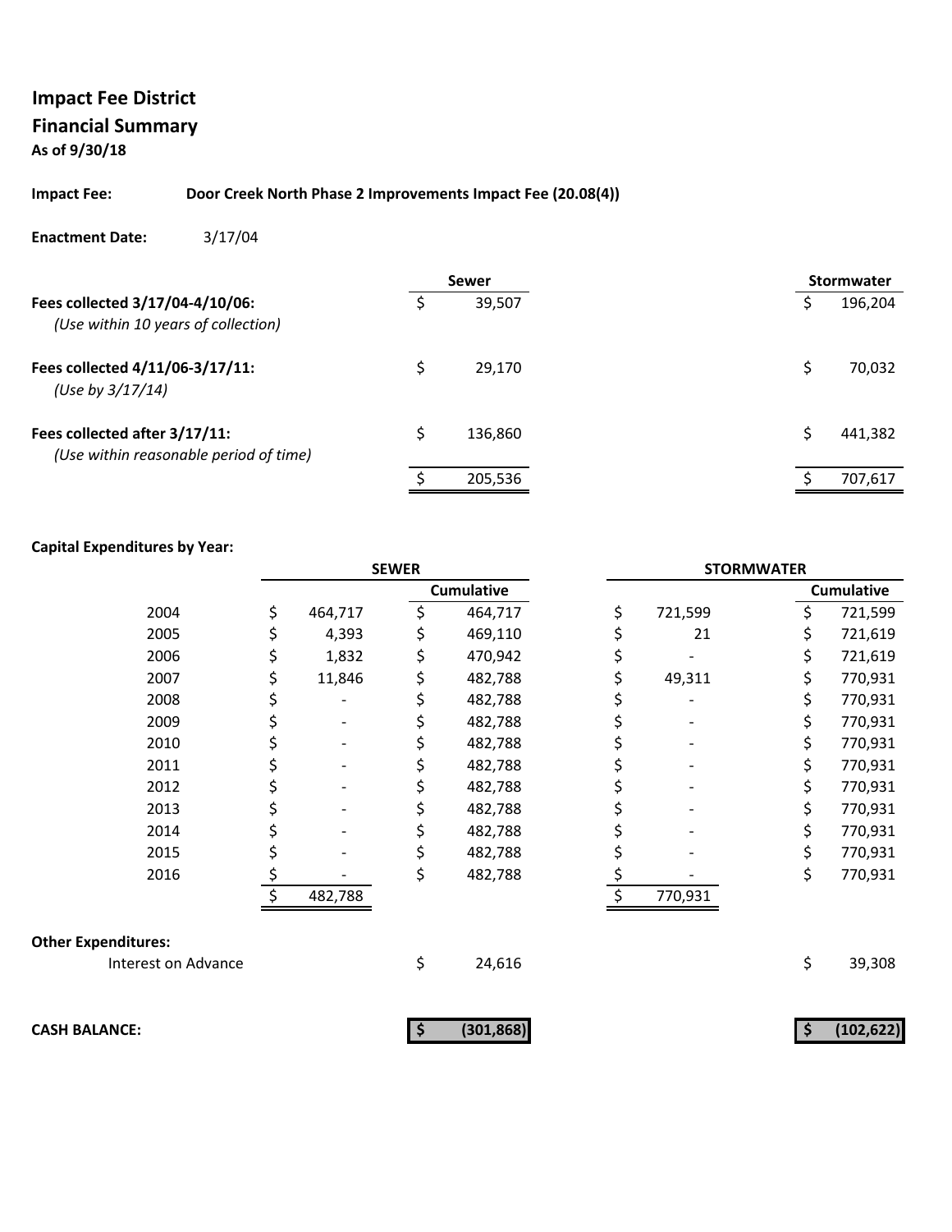## Impact Fee District

## Financial Summary

**As of 9/30/18**

**Impact Fee:** **Door Creek North Phase 2 Improvements Impact Fee (20.08(4))**

**Enactment Date:** 3/17/04

| | Sewer | Stormwater |
|---|---|---|
| **Fees collected 3/17/04-4/10/06:** *(Use within 10 years of collection)* | $ 39,507 | $ 196,204 |
| **Fees collected 4/11/06-3/17/11:** *(Use by 3/17/14)* | $ 29,170 | $ 70,032 |
| **Fees collected after 3/17/11:** *(Use within reasonable period of time)* | $ 136,860 | $ 441,382 |
| | $ 205,536 | $ 707,617 |

**Capital Expenditures by Year:**

| | SEWER | | STORMWATER | |
|---|---|---|---|---|
| | | Cumulative | | Cumulative |
| 2004 | $ 464,717 | $ 464,717 | $ 721,599 | $ 721,599 |
| 2005 | $ 4,393 | $ 469,110 | $ 21 | $ 721,619 |
| 2006 | $ 1,832 | $ 470,942 | $ - | $ 721,619 |
| 2007 | $ 11,846 | $ 482,788 | $ 49,311 | $ 770,931 |
| 2008 | $ - | $ 482,788 | $ - | $ 770,931 |
| 2009 | $ - | $ 482,788 | $ - | $ 770,931 |
| 2010 | $ - | $ 482,788 | $ - | $ 770,931 |
| 2011 | $ - | $ 482,788 | $ - | $ 770,931 |
| 2012 | $ - | $ 482,788 | $ - | $ 770,931 |
| 2013 | $ - | $ 482,788 | $ - | $ 770,931 |
| 2014 | $ - | $ 482,788 | $ - | $ 770,931 |
| 2015 | $ - | $ 482,788 | $ - | $ 770,931 |
| 2016 | $ - | $ 482,788 | $ - | $ 770,931 |
| | $ 482,788 | | $ 770,931 | |

**Other Expenditures:**

| | Sewer | Stormwater |
|---|---|---|
| Interest on Advance | $ 24,616 | $ 39,308 |
| **CASH BALANCE:** | **$ (301,868)** | **$ (102,622)** |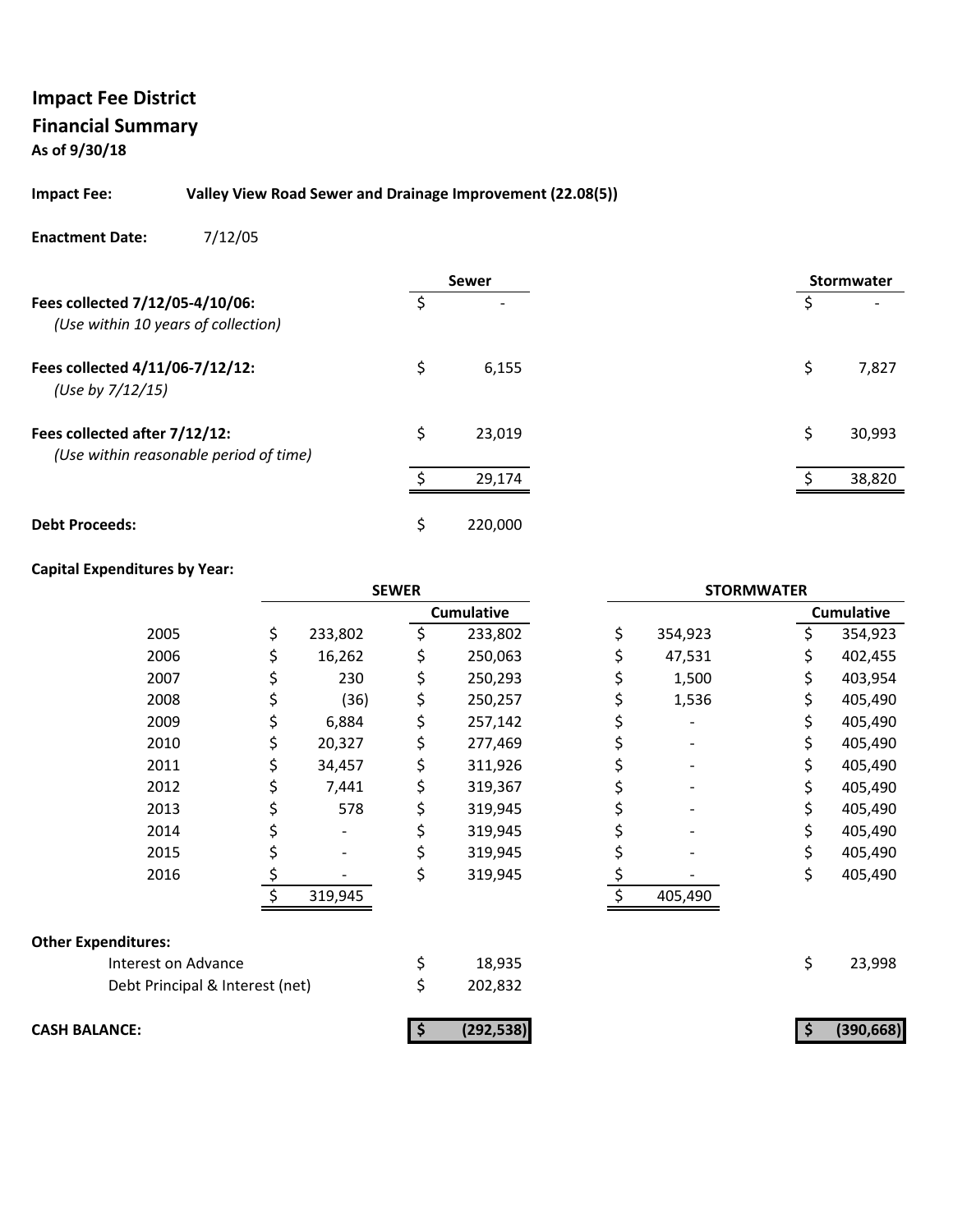# Impact Fee District

## Financial Summary

**As of 9/30/18**

**Impact Fee:** **Valley View Road Sewer and Drainage Improvement (22.08(5))**

**Enactment Date:** 7/12/05

| | Sewer | Stormwater |
|---|---|---|
| **Fees collected 7/12/05-4/10/06:** *(Use within 10 years of collection)* | $ - | $ - |
| **Fees collected 4/11/06-7/12/12:** *(Use by 7/12/15)* | $ 6,155 | $ 7,827 |
| **Fees collected after 7/12/12:** *(Use within reasonable period of time)* | $ 23,019 | $ 30,993 |
| | $ 29,174 | $ 38,820 |
| **Debt Proceeds:** | $ 220,000 | |

**Capital Expenditures by Year:**

| | SEWER | | STORMWATER | |
|---|---|---|---|---|
| | | Cumulative | | Cumulative |
| 2005 | $ 233,802 | $ 233,802 | $ 354,923 | $ 354,923 |
| 2006 | $ 16,262 | $ 250,063 | $ 47,531 | $ 402,455 |
| 2007 | $ 230 | $ 250,293 | $ 1,500 | $ 403,954 |
| 2008 | $ (36) | $ 250,257 | $ 1,536 | $ 405,490 |
| 2009 | $ 6,884 | $ 257,142 | $ - | $ 405,490 |
| 2010 | $ 20,327 | $ 277,469 | $ - | $ 405,490 |
| 2011 | $ 34,457 | $ 311,926 | $ - | $ 405,490 |
| 2012 | $ 7,441 | $ 319,367 | $ - | $ 405,490 |
| 2013 | $ 578 | $ 319,945 | $ - | $ 405,490 |
| 2014 | $ - | $ 319,945 | $ - | $ 405,490 |
| 2015 | $ - | $ 319,945 | $ - | $ 405,490 |
| 2016 | $ - | $ 319,945 | $ - | $ 405,490 |
| | $ 319,945 | | $ 405,490 | |

**Other Expenditures:**

| | Sewer | Stormwater |
|---|---|---|
| Interest on Advance | $ 18,935 | $ 23,998 |
| Debt Principal & Interest (net) | $ 202,832 | |
| **CASH BALANCE:** | **$ (292,538)** | **$ (390,668)** |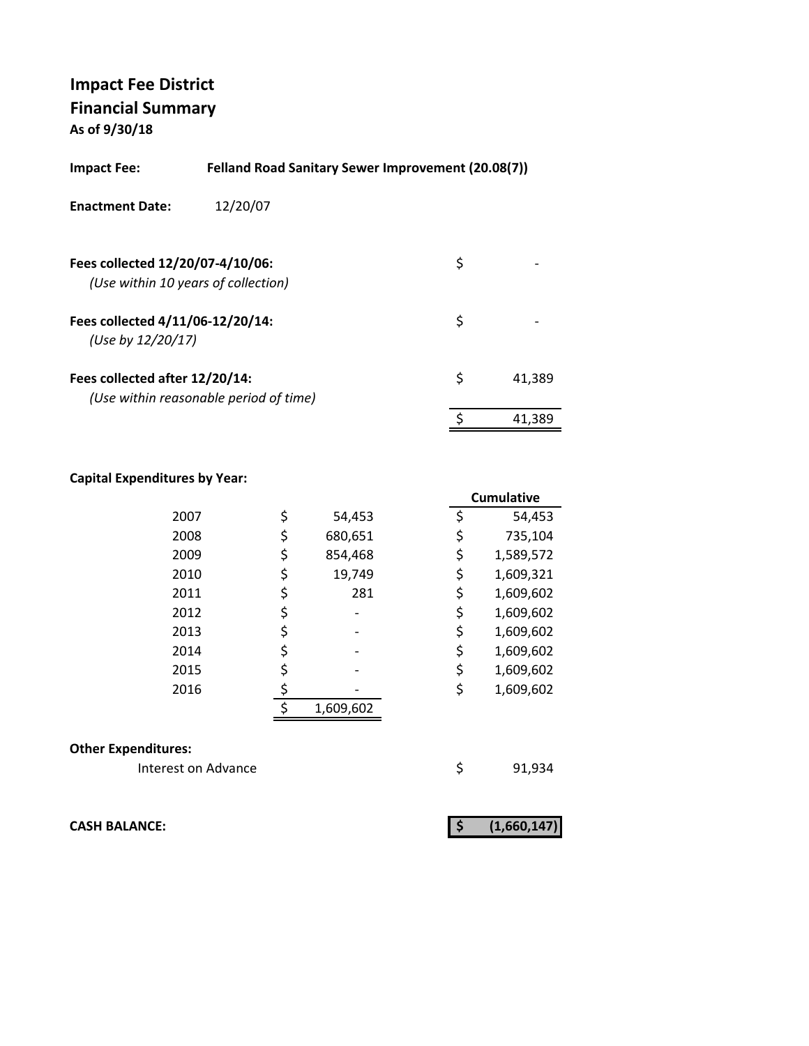# Impact Fee District

## Financial Summary

**As of 9/30/18**

**Impact Fee:** **Felland Road Sanitary Sewer Improvement (20.08(7))**

**Enactment Date:** 12/20/07

| | |
|---|---|
| **Fees collected 12/20/07-4/10/06:** *(Use within 10 years of collection)* | $ - |
| **Fees collected 4/11/06-12/20/14:** *(Use by 12/20/17)* | $ - |
| **Fees collected after 12/20/14:** *(Use within reasonable period of time)* | $ 41,389 |
| | $ 41,389 |

**Capital Expenditures by Year:**

| Year | Amount | Cumulative |
|---|---|---|
| 2007 | $ 54,453 | $ 54,453 |
| 2008 | $ 680,651 | $ 735,104 |
| 2009 | $ 854,468 | $ 1,589,572 |
| 2010 | $ 19,749 | $ 1,609,321 |
| 2011 | $ 281 | $ 1,609,602 |
| 2012 | $ - | $ 1,609,602 |
| 2013 | $ - | $ 1,609,602 |
| 2014 | $ - | $ 1,609,602 |
| 2015 | $ - | $ 1,609,602 |
| 2016 | $ - | $ 1,609,602 |
| | $ 1,609,602 | |

**Other Expenditures:**

| | |
|---|---|
| Interest on Advance | $ 91,934 |

| | |
|---|---|
| **CASH BALANCE:** | **$ (1,660,147)** |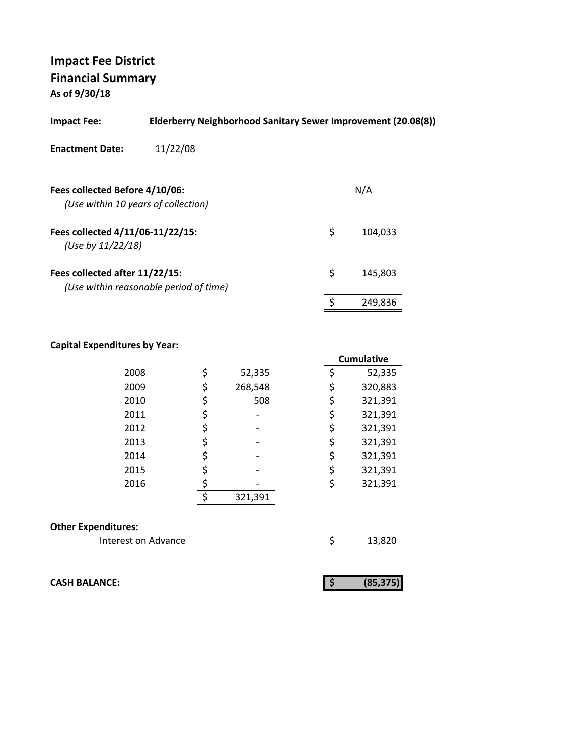# Impact Fee District
## Financial Summary
**As of 9/30/18**

**Impact Fee:** **Elderberry Neighborhood Sanitary Sewer Improvement (20.08(8))**

**Enactment Date:** 11/22/08

| | |
|---|---|
| **Fees collected Before 4/10/06:** *(Use within 10 years of collection)* | N/A |
| **Fees collected 4/11/06-11/22/15:** *(Use by 11/22/18)* | $ 104,033 |
| **Fees collected after 11/22/15:** *(Use within reasonable period of time)* | $ 145,803 |
| | $ 249,836 |

**Capital Expenditures by Year:**

| Year | Amount | Cumulative |
|---|---|---|
| 2008 | $ 52,335 | $ 52,335 |
| 2009 | $ 268,548 | $ 320,883 |
| 2010 | $ 508 | $ 321,391 |
| 2011 | $ - | $ 321,391 |
| 2012 | $ - | $ 321,391 |
| 2013 | $ - | $ 321,391 |
| 2014 | $ - | $ 321,391 |
| 2015 | $ - | $ 321,391 |
| 2016 | $ - | $ 321,391 |
| | $ 321,391 | |

**Other Expenditures:**

| | |
|---|---|
| Interest on Advance | $ 13,820 |

**CASH BALANCE:** **$ (85,375)**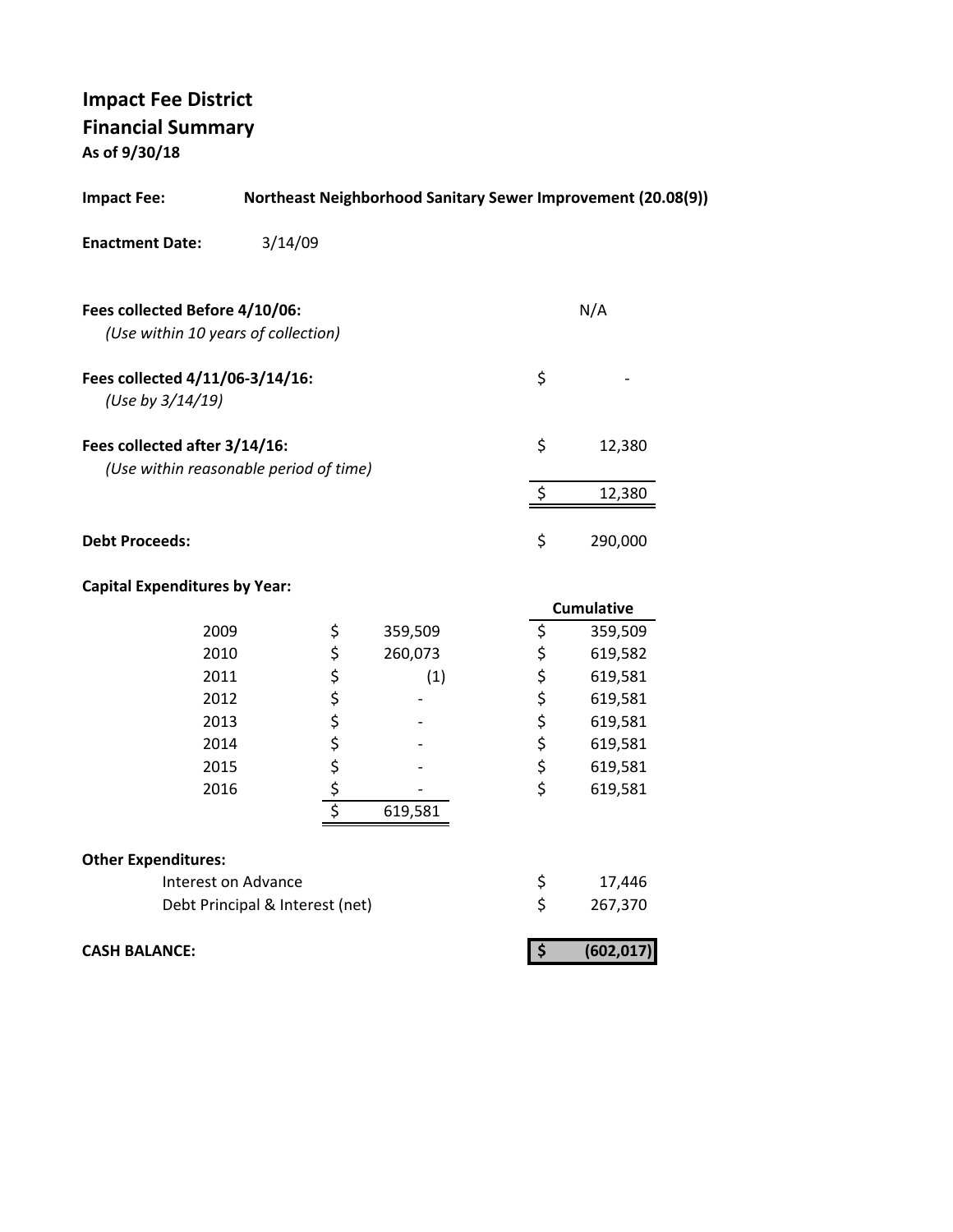# Impact Fee District
## Financial Summary
**As of 9/30/18**

**Impact Fee:** **Northeast Neighborhood Sanitary Sewer Improvement (20.08(9))**

**Enactment Date:** 3/14/09

| | |
|---|---|
| **Fees collected Before 4/10/06:** *(Use within 10 years of collection)* | N/A |
| **Fees collected 4/11/06-3/14/16:** *(Use by 3/14/19)* | $ - |
| **Fees collected after 3/14/16:** *(Use within reasonable period of time)* | $ 12,380 |
| | $ 12,380 |
| **Debt Proceeds:** | $ 290,000 |

**Capital Expenditures by Year:**

| Year | Amount | Cumulative |
|---|---|---|
| 2009 | $ 359,509 | $ 359,509 |
| 2010 | $ 260,073 | $ 619,582 |
| 2011 | $ (1) | $ 619,581 |
| 2012 | $ - | $ 619,581 |
| 2013 | $ - | $ 619,581 |
| 2014 | $ - | $ 619,581 |
| 2015 | $ - | $ 619,581 |
| 2016 | $ - | $ 619,581 |
| | $ 619,581 | |

**Other Expenditures:**

| | |
|---|---|
| Interest on Advance | $ 17,446 |
| Debt Principal & Interest (net) | $ 267,370 |

| | |
|---|---|
| **CASH BALANCE:** | **$ (602,017)** |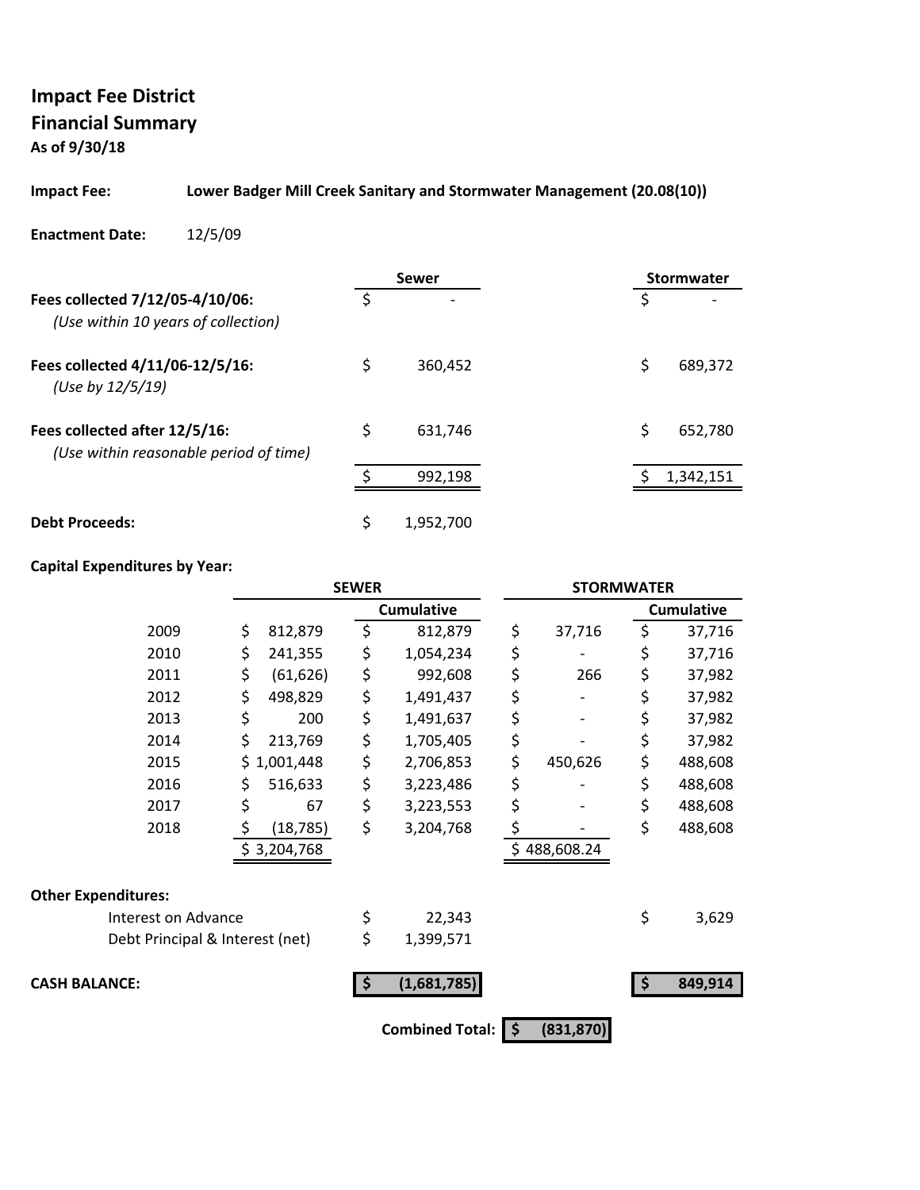# Impact Fee District
## Financial Summary
**As of 9/30/18**

**Impact Fee:** **Lower Badger Mill Creek Sanitary and Stormwater Management (20.08(10))**

**Enactment Date:** 12/5/09

| | Sewer | Stormwater |
|---|---|---|
| **Fees collected 7/12/05-4/10/06:** *(Use within 10 years of collection)* | $ - | $ - |
| **Fees collected 4/11/06-12/5/16:** *(Use by 12/5/19)* | $ 360,452 | $ 689,372 |
| **Fees collected after 12/5/16:** *(Use within reasonable period of time)* | $ 631,746 | $ 652,780 |
| | $ 992,198 | $ 1,342,151 |
| **Debt Proceeds:** | $ 1,952,700 | |

**Capital Expenditures by Year:**

| | SEWER | | STORMWATER | |
|---|---|---|---|---|
| | | Cumulative | | Cumulative |
| 2009 | $ 812,879 | $ 812,879 | $ 37,716 | $ 37,716 |
| 2010 | $ 241,355 | $ 1,054,234 | $ - | $ 37,716 |
| 2011 | $ (61,626) | $ 992,608 | $ 266 | $ 37,982 |
| 2012 | $ 498,829 | $ 1,491,437 | $ - | $ 37,982 |
| 2013 | $ 200 | $ 1,491,637 | $ - | $ 37,982 |
| 2014 | $ 213,769 | $ 1,705,405 | $ - | $ 37,982 |
| 2015 | $ 1,001,448 | $ 2,706,853 | $ 450,626 | $ 488,608 |
| 2016 | $ 516,633 | $ 3,223,486 | $ - | $ 488,608 |
| 2017 | $ 67 | $ 3,223,553 | $ - | $ 488,608 |
| 2018 | $ (18,785) | $ 3,204,768 | $ - | $ 488,608 |
| | $ 3,204,768 | | $ 488,608.24 | |

**Other Expenditures:**

| | Sewer | Stormwater |
|---|---|---|
| Interest on Advance | $ 22,343 | $ 3,629 |
| Debt Principal & Interest (net) | $ 1,399,571 | |
| **CASH BALANCE:** | **$ (1,681,785)** | **$ 849,914** |

**Combined Total:** **$ (831,870)**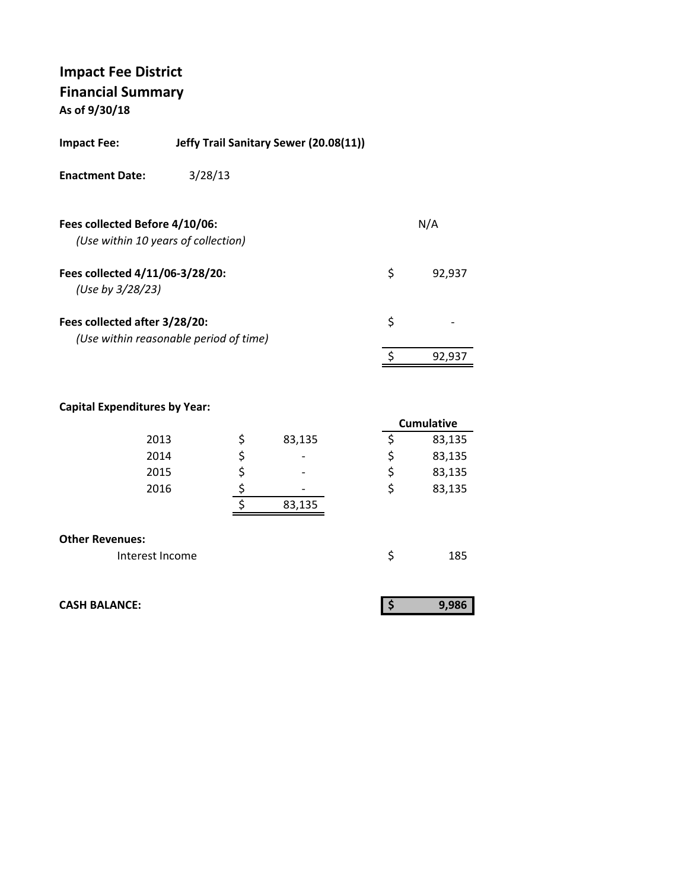# Impact Fee District
## Financial Summary
**As of 9/30/18**

**Impact Fee:** **Jeffy Trail Sanitary Sewer (20.08(11))**

**Enactment Date:** 3/28/13

| | | |
|---|---|---|
| **Fees collected Before 4/10/06:** *(Use within 10 years of collection)* | | N/A |
| **Fees collected 4/11/06-3/28/20:** *(Use by 3/28/23)* | $ | 92,937 |
| **Fees collected after 3/28/20:** *(Use within reasonable period of time)* | $ | - |
| | $ | 92,937 |

**Capital Expenditures by Year:**

| Year | | | | Cumulative |
|---|---|---|---|---|
| 2013 | $ | 83,135 | $ | 83,135 |
| 2014 | $ | - | $ | 83,135 |
| 2015 | $ | - | $ | 83,135 |
| 2016 | $ | - | $ | 83,135 |
| | $ | 83,135 | | |

**Other Revenues:**

| | | |
|---|---|---|
| Interest Income | $ | 185 |

| | | |
|---|---|---|
| **CASH BALANCE:** | **$** | **9,986** |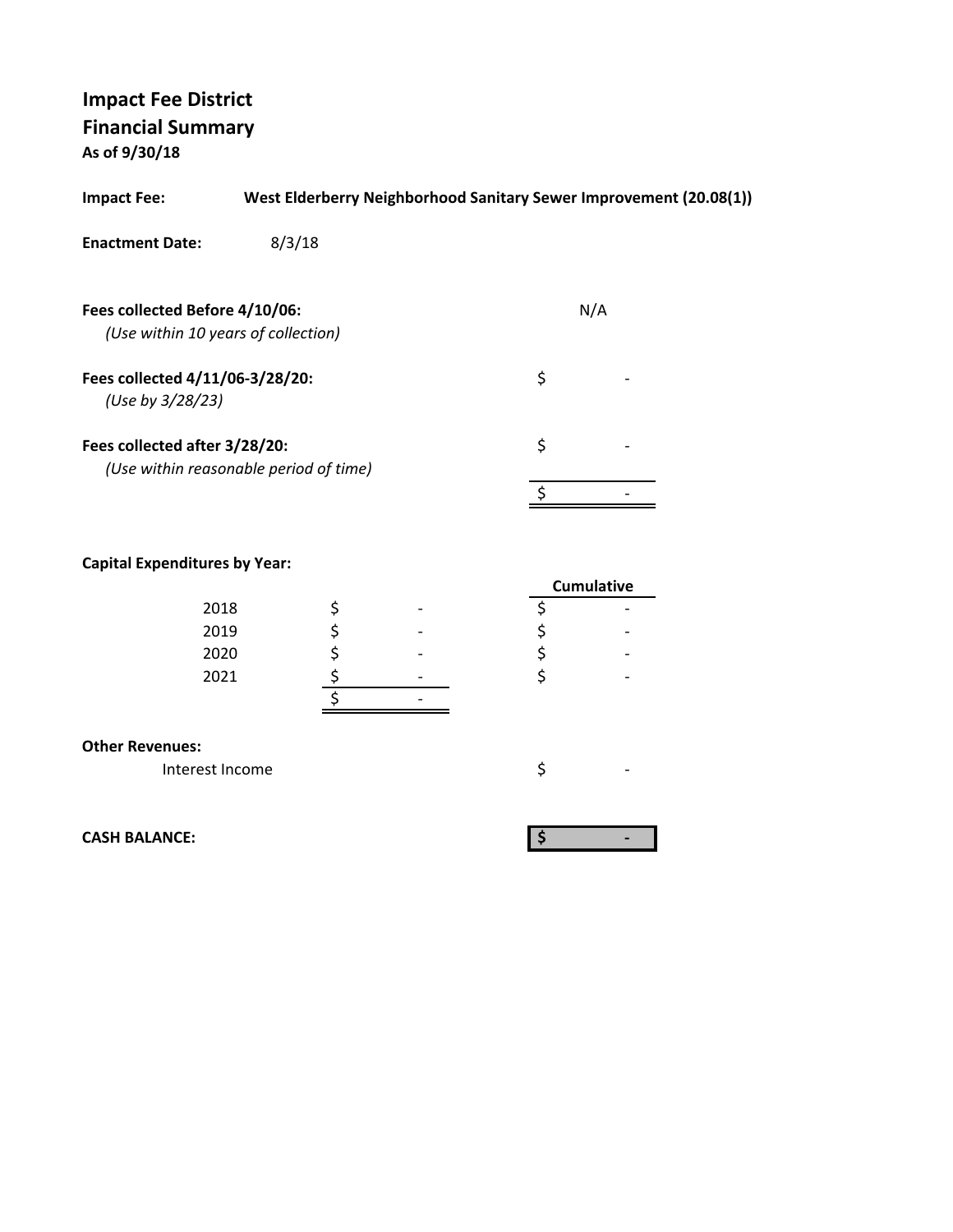# Impact Fee District
## Financial Summary
**As of 9/30/18**

**Impact Fee:** **West Elderberry Neighborhood Sanitary Sewer Improvement (20.08(1))**

**Enactment Date:** 8/3/18

| | |
|---|---|
| **Fees collected Before 4/10/06:** | N/A |
| *(Use within 10 years of collection)* | |
| **Fees collected 4/11/06-3/28/20:** | $ - |
| *(Use by 3/28/23)* | |
| **Fees collected after 3/28/20:** | $ - |
| *(Use within reasonable period of time)* | |
| | $ - |

**Capital Expenditures by Year:**

| Year | | Cumulative |
|---|---|---|
| 2018 | $ - | $ - |
| 2019 | $ - | $ - |
| 2020 | $ - | $ - |
| 2021 | $ - | $ - |
| | $ - | |

**Other Revenues:**

| | |
|---|---|
| Interest Income | $ - |

| | |
|---|---|
| **CASH BALANCE:** | **$ -** |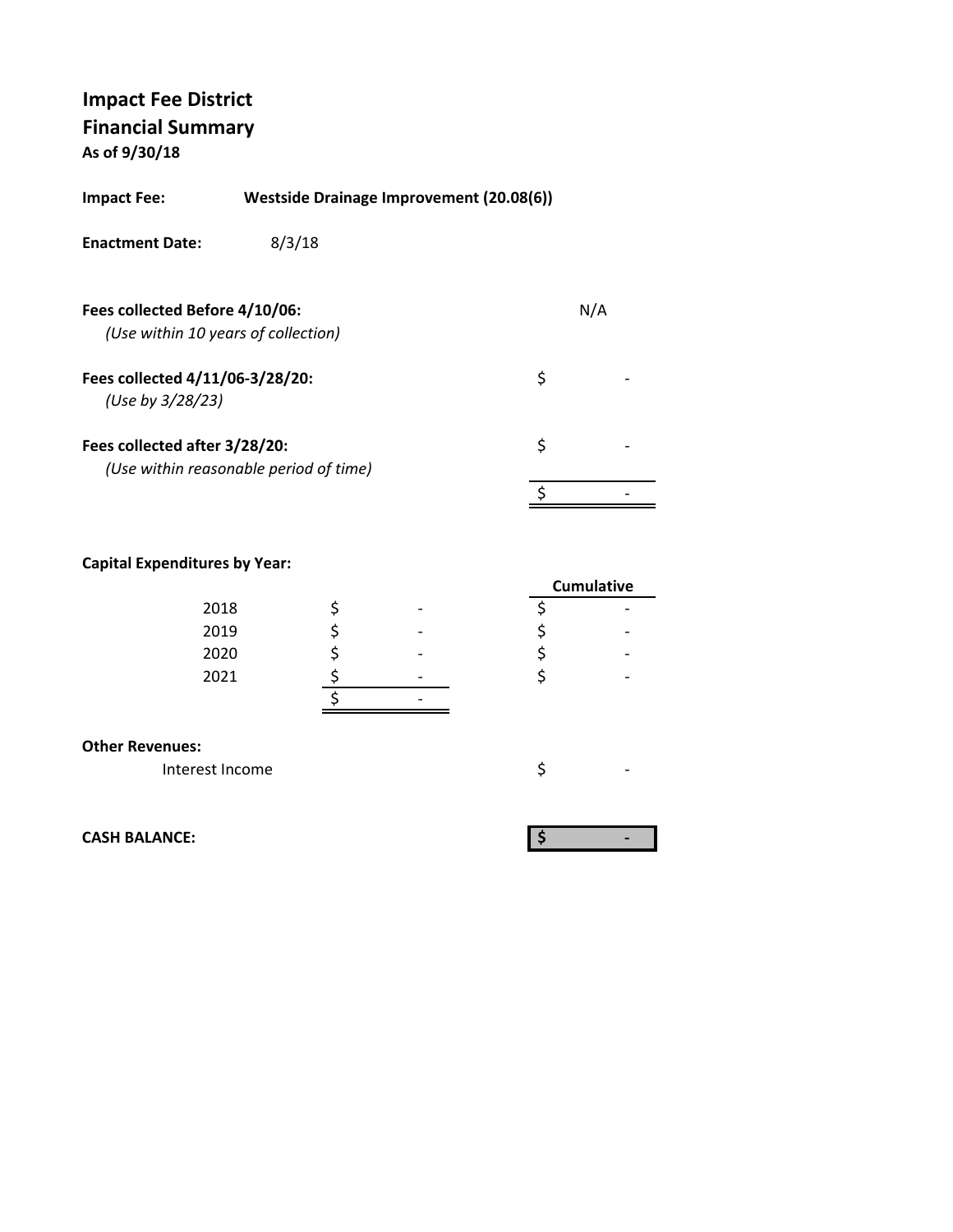# Impact Fee District
## Financial Summary
**As of 9/30/18**

**Impact Fee:** **Westside Drainage Improvement (20.08(6))**

**Enactment Date:** 8/3/18

| | |
|---|---|
| **Fees collected Before 4/10/06:** | N/A |
| *(Use within 10 years of collection)* | |
| **Fees collected 4/11/06-3/28/20:** | $ - |
| *(Use by 3/28/23)* | |
| **Fees collected after 3/28/20:** | $ - |
| *(Use within reasonable period of time)* | |
| | $ - |

**Capital Expenditures by Year:**

| | | Cumulative |
|---|---|---|
| 2018 | $ - | $ - |
| 2019 | $ - | $ - |
| 2020 | $ - | $ - |
| 2021 | $ - | $ - |
| | $ - | |

**Other Revenues:**

| | |
|---|---|
| Interest Income | $ - |

**CASH BALANCE:** **$ -**